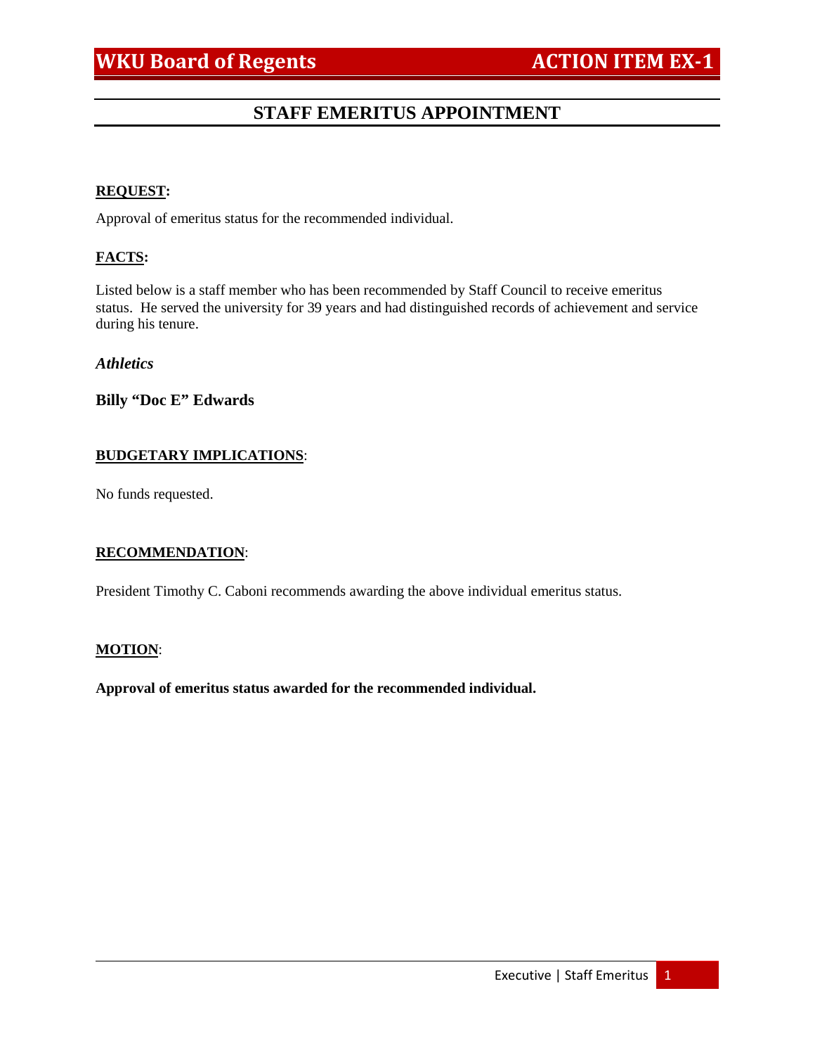# WKU Board of Regents — ACTION ITEM EX-1

## STAFF EMERITUS APPOINTMENT

**REQUEST:**

Approval of emeritus status for the recommended individual.

**FACTS:**

Listed below is a staff member who has been recommended by Staff Council to receive emeritus status. He served the university for 39 years and had distinguished records of achievement and service during his tenure.

***Athletics***

**Billy "Doc E" Edwards**

**BUDGETARY IMPLICATIONS**:

No funds requested.

**RECOMMENDATION**:

President Timothy C. Caboni recommends awarding the above individual emeritus status.

**MOTION**:

**Approval of emeritus status awarded for the recommended individual.**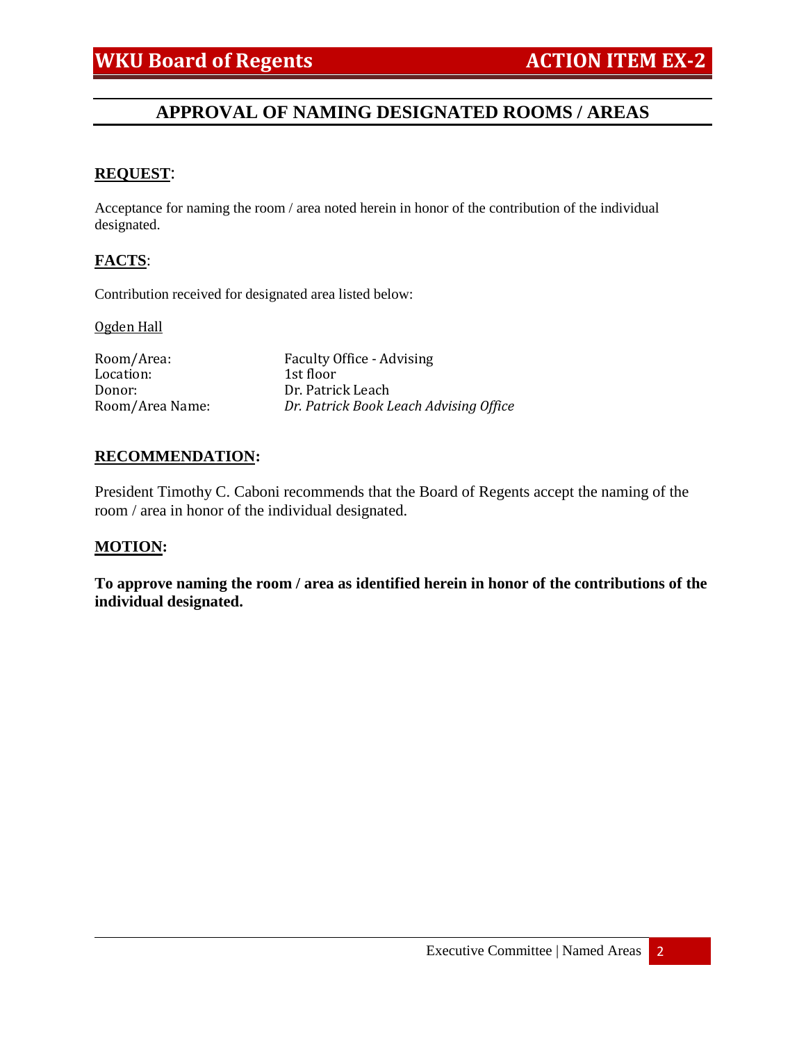**WKU Board of Regents** **ACTION ITEM EX-2**

## APPROVAL OF NAMING DESIGNATED ROOMS / AREAS

**REQUEST**:

Acceptance for naming the room / area noted herein in honor of the contribution of the individual designated.

**FACTS**:

Contribution received for designated area listed below:

Ogden Hall

| | |
|---|---|
| Room/Area: | Faculty Office - Advising |
| Location: | 1st floor |
| Donor: | Dr. Patrick Leach |
| Room/Area Name: | *Dr. Patrick Book Leach Advising Office* |

**RECOMMENDATION:**

President Timothy C. Caboni recommends that the Board of Regents accept the naming of the room / area in honor of the individual designated.

**MOTION:**

**To approve naming the room / area as identified herein in honor of the contributions of the individual designated.**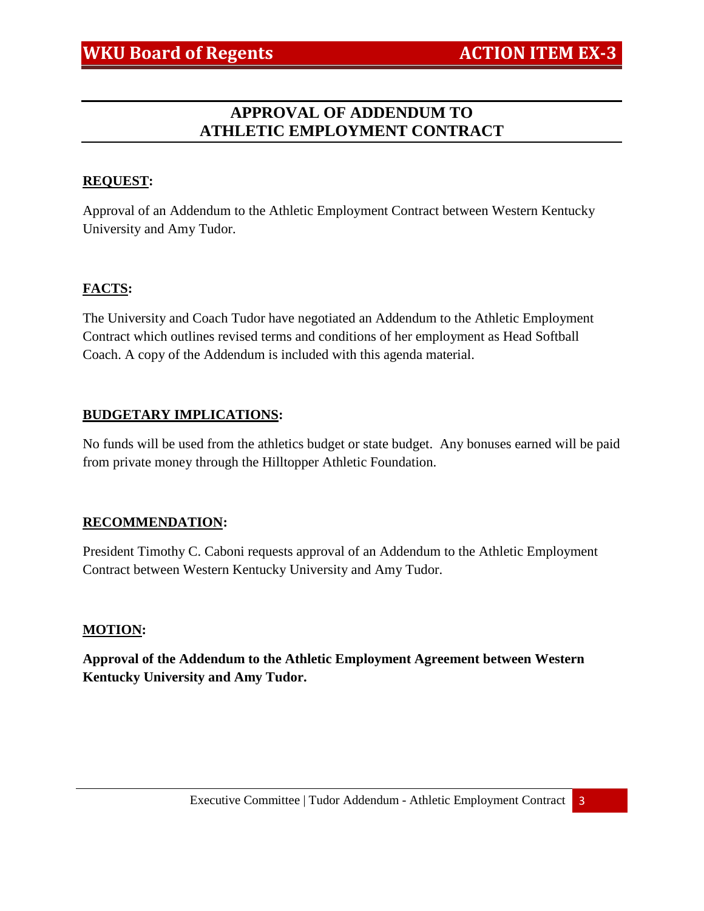**WKU Board of Regents** **ACTION ITEM EX-3**

# APPROVAL OF ADDENDUM TO ATHLETIC EMPLOYMENT CONTRACT

**REQUEST:**

Approval of an Addendum to the Athletic Employment Contract between Western Kentucky University and Amy Tudor.

**FACTS:**

The University and Coach Tudor have negotiated an Addendum to the Athletic Employment Contract which outlines revised terms and conditions of her employment as Head Softball Coach. A copy of the Addendum is included with this agenda material.

**BUDGETARY IMPLICATIONS:**

No funds will be used from the athletics budget or state budget. Any bonuses earned will be paid from private money through the Hilltopper Athletic Foundation.

**RECOMMENDATION:**

President Timothy C. Caboni requests approval of an Addendum to the Athletic Employment Contract between Western Kentucky University and Amy Tudor.

**MOTION:**

**Approval of the Addendum to the Athletic Employment Agreement between Western Kentucky University and Amy Tudor.**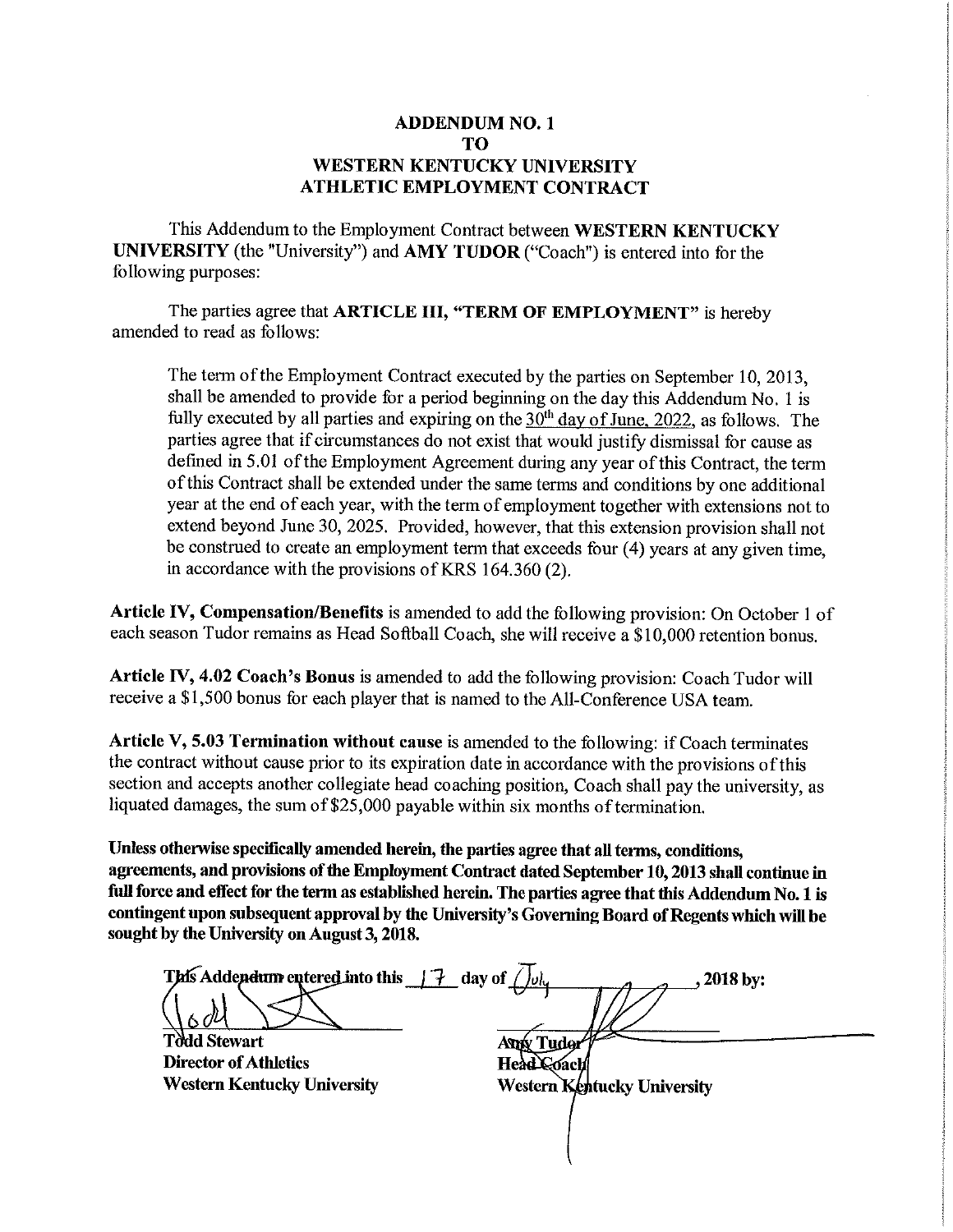# ADDENDUM NO. 1
# TO
# WESTERN KENTUCKY UNIVERSITY
# ATHLETIC EMPLOYMENT CONTRACT

This Addendum to the Employment Contract between **WESTERN KENTUCKY UNIVERSITY** (the "University") and **AMY TUDOR** ("Coach") is entered into for the following purposes:

The parties agree that **ARTICLE III, "TERM OF EMPLOYMENT"** is hereby amended to read as follows:

> The term of the Employment Contract executed by the parties on September 10, 2013, shall be amended to provide for a period beginning on the day this Addendum No. 1 is fully executed by all parties and expiring on the 30th day of June, 2022, as follows. The parties agree that if circumstances do not exist that would justify dismissal for cause as defined in 5.01 of the Employment Agreement during any year of this Contract, the term of this Contract shall be extended under the same terms and conditions by one additional year at the end of each year, with the term of employment together with extensions not to extend beyond June 30, 2025. Provided, however, that this extension provision shall not be construed to create an employment term that exceeds four (4) years at any given time, in accordance with the provisions of KRS 164.360 (2).

**Article IV, Compensation/Benefits** is amended to add the following provision: On October 1 of each season Tudor remains as Head Softball Coach, she will receive a $10,000 retention bonus.

**Article IV, 4.02 Coach's Bonus** is amended to add the following provision: Coach Tudor will receive a $1,500 bonus for each player that is named to the All-Conference USA team.

**Article V, 5.03 Termination without cause** is amended to the following: if Coach terminates the contract without cause prior to its expiration date in accordance with the provisions of this section and accepts another collegiate head coaching position, Coach shall pay the university, as liquated damages, the sum of $25,000 payable within six months of termination.

**Unless otherwise specifically amended herein, the parties agree that all terms, conditions, agreements, and provisions of the Employment Contract dated September 10, 2013 shall continue in full force and effect for the term as established herein. The parties agree that this Addendum No. 1 is contingent upon subsequent approval by the University's Governing Board of Regents which will be sought by the University on August 3, 2018.**

**This Addendum entered into this 17 day of July, 2018 by:**

**Todd Stewart**
**Director of Athletics**
**Western Kentucky University**

**Amy Tudor**
**Head Coach**
**Western Kentucky University**